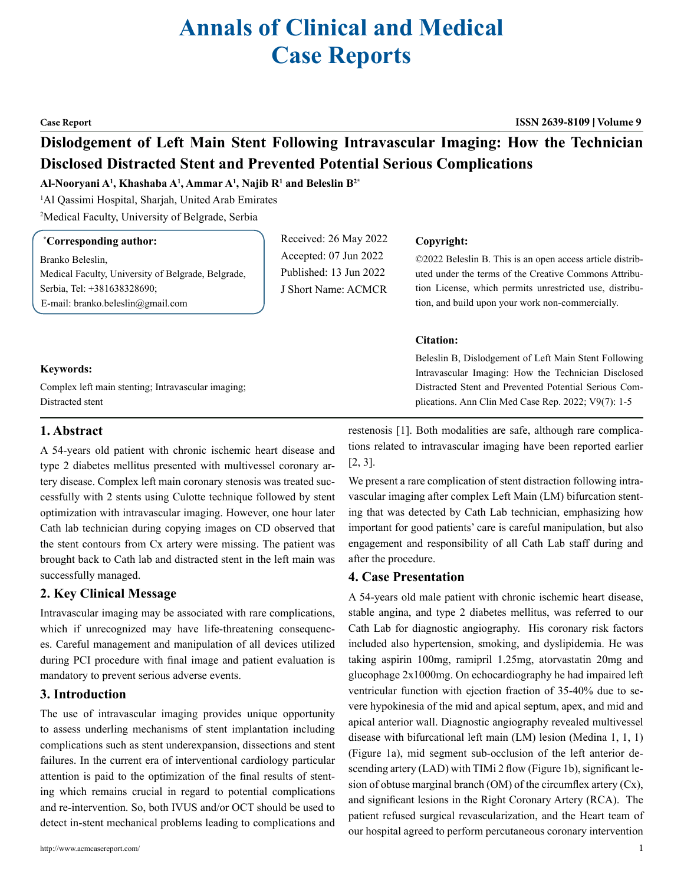# Annals of Clinical and Medical Case Reports

**Case Report** **ISSN 2639-8109 | Volume 9**

## Dislodgement of Left Main Stent Following Intravascular Imaging: How the Technician Disclosed Distracted Stent and Prevented Potential Serious Complications

**Al-Nooryani A[1], Khashaba A[1], Ammar A[1], Najib R[1] and Beleslin B[2*]**

[1]Al Qassimi Hospital, Sharjah, United Arab Emirates

[2]Medical Faculty, University of Belgrade, Serbia

**[*]Corresponding author:**

Branko Beleslin,
Medical Faculty, University of Belgrade, Belgrade, Serbia, Tel: +381638328690;
E-mail: branko.beleslin@gmail.com

Received: 26 May 2022
Accepted: 07 Jun 2022
Published: 13 Jun 2022
J Short Name: ACMCR

**Copyright:**

©2022 Beleslin B. This is an open access article distributed under the terms of the Creative Commons Attribution License, which permits unrestricted use, distribution, and build upon your work non-commercially.

**Citation:**

Beleslin B, Dislodgement of Left Main Stent Following Intravascular Imaging: How the Technician Disclosed Distracted Stent and Prevented Potential Serious Complications. Ann Clin Med Case Rep. 2022; V9(7): 1-5

**Keywords:**

Complex left main stenting; Intravascular imaging; Distracted stent

## 1. Abstract

A 54-years old patient with chronic ischemic heart disease and type 2 diabetes mellitus presented with multivessel coronary artery disease. Complex left main coronary stenosis was treated successfully with 2 stents using Culotte technique followed by stent optimization with intravascular imaging. However, one hour later Cath lab technician during copying images on CD observed that the stent contours from Cx artery were missing. The patient was brought back to Cath lab and distracted stent in the left main was successfully managed.

## 2. Key Clinical Message

Intravascular imaging may be associated with rare complications, which if unrecognized may have life-threatening consequences. Careful management and manipulation of all devices utilized during PCI procedure with final image and patient evaluation is mandatory to prevent serious adverse events.

## 3. Introduction

The use of intravascular imaging provides unique opportunity to assess underling mechanisms of stent implantation including complications such as stent underexpansion, dissections and stent failures. In the current era of interventional cardiology particular attention is paid to the optimization of the final results of stenting which remains crucial in regard to potential complications and re-intervention. So, both IVUS and/or OCT should be used to detect in-stent mechanical problems leading to complications and restenosis [1]. Both modalities are safe, although rare complications related to intravascular imaging have been reported earlier [2, 3].

We present a rare complication of stent distraction following intravascular imaging after complex Left Main (LM) bifurcation stenting that was detected by Cath Lab technician, emphasizing how important for good patients' care is careful manipulation, but also engagement and responsibility of all Cath Lab staff during and after the procedure.

## 4. Case Presentation

A 54-years old male patient with chronic ischemic heart disease, stable angina, and type 2 diabetes mellitus, was referred to our Cath Lab for diagnostic angiography. His coronary risk factors included also hypertension, smoking, and dyslipidemia. He was taking aspirin 100mg, ramipril 1.25mg, atorvastatin 20mg and glucophage 2x1000mg. On echocardiography he had impaired left ventricular function with ejection fraction of 35-40% due to severe hypokinesia of the mid and apical septum, apex, and mid and apical anterior wall. Diagnostic angiography revealed multivessel disease with bifurcational left main (LM) lesion (Medina 1, 1, 1) (Figure 1a), mid segment sub-occlusion of the left anterior descending artery (LAD) with TIMi 2 flow (Figure 1b), significant lesion of obtuse marginal branch (OM) of the circumflex artery (Cx), and significant lesions in the Right Coronary Artery (RCA). The patient refused surgical revascularization, and the Heart team of our hospital agreed to perform percutaneous coronary intervention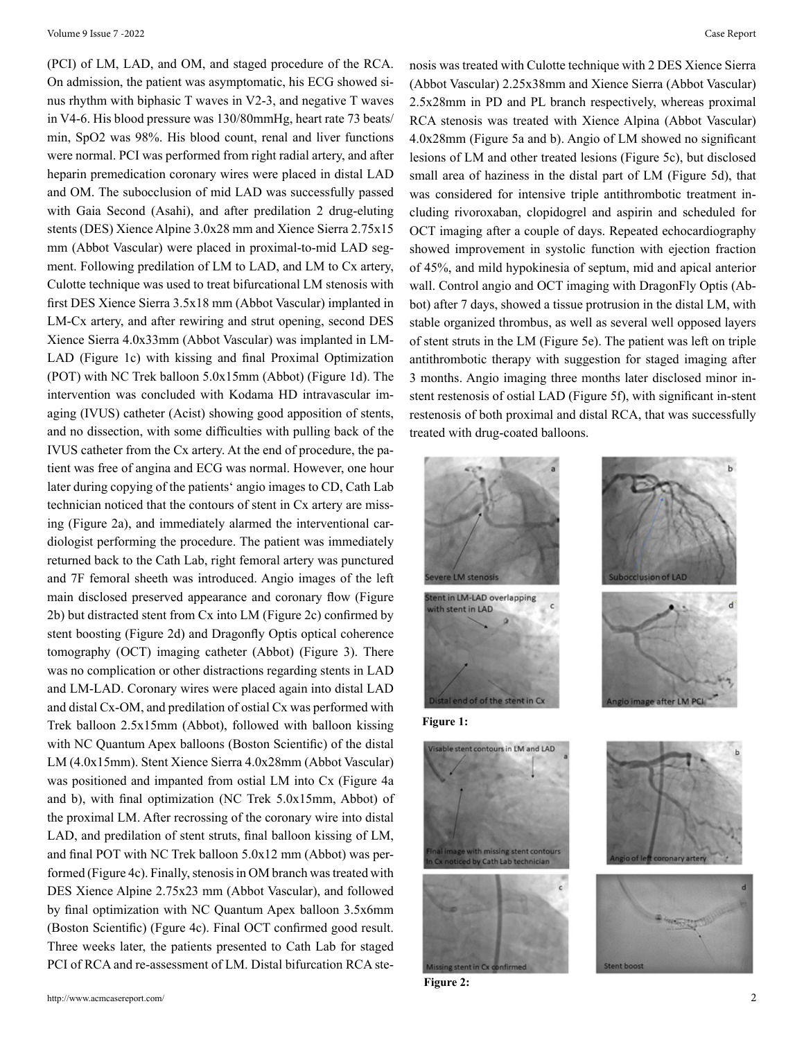(PCI) of LM, LAD, and OM, and staged procedure of the RCA. On admission, the patient was asymptomatic, his ECG showed sinus rhythm with biphasic T waves in V2-3, and negative T waves in V4-6. His blood pressure was 130/80mmHg, heart rate 73 beats/min, SpO2 was 98%. His blood count, renal and liver functions were normal. PCI was performed from right radial artery, and after heparin premedication coronary wires were placed in distal LAD and OM. The subocclusion of mid LAD was successfully passed with Gaia Second (Asahi), and after predilation 2 drug-eluting stents (DES) Xience Alpine 3.0x28 mm and Xience Sierra 2.75x15 mm (Abbot Vascular) were placed in proximal-to-mid LAD segment. Following predilation of LM to LAD, and LM to Cx artery, Culotte technique was used to treat bifurcational LM stenosis with first DES Xience Sierra 3.5x18 mm (Abbot Vascular) implanted in LM-Cx artery, and after rewiring and strut opening, second DES Xience Sierra 4.0x33mm (Abbot Vascular) was implanted in LM-LAD (Figure 1c) with kissing and final Proximal Optimization (POT) with NC Trek balloon 5.0x15mm (Abbot) (Figure 1d). The intervention was concluded with Kodama HD intravascular imaging (IVUS) catheter (Acist) showing good apposition of stents, and no dissection, with some difficulties with pulling back of the IVUS catheter from the Cx artery. At the end of procedure, the patient was free of angina and ECG was normal. However, one hour later during copying of the patients' angio images to CD, Cath Lab technician noticed that the contours of stent in Cx artery are missing (Figure 2a), and immediately alarmed the interventional cardiologist performing the procedure. The patient was immediately returned back to the Cath Lab, right femoral artery was punctured and 7F femoral sheath was introduced. Angio images of the left main disclosed preserved appearance and coronary flow (Figure 2b) but distracted stent from Cx into LM (Figure 2c) confirmed by stent boosting (Figure 2d) and Dragonfly Optis optical coherence tomography (OCT) imaging catheter (Abbot) (Figure 3). There was no complication or other distractions regarding stents in LAD and LM-LAD. Coronary wires were placed again into distal LAD and distal Cx-OM, and predilation of ostial Cx was performed with Trek balloon 2.5x15mm (Abbot), followed with balloon kissing with NC Quantum Apex balloons (Boston Scientific) of the distal LM (4.0x15mm). Stent Xience Sierra 4.0x28mm (Abbot Vascular) was positioned and impanted from ostial LM into Cx (Figure 4a and b), with final optimization (NC Trek 5.0x15mm, Abbot) of the proximal LM. After recrossing of the coronary wire into distal LAD, and predilation of stent struts, final balloon kissing of LM, and final POT with NC Trek balloon 5.0x12 mm (Abbot) was performed (Figure 4c). Finally, stenosis in OM branch was treated with DES Xience Alpine 2.75x23 mm (Abbot Vascular), and followed by final optimization with NC Quantum Apex balloon 3.5x6mm (Boston Scientific) (Fgure 4c). Final OCT confirmed good result. Three weeks later, the patients presented to Cath Lab for staged PCI of RCA and re-assessment of LM. Distal bifurcation RCA stenosis was treated with Culotte technique with 2 DES Xience Sierra (Abbot Vascular) 2.25x38mm and Xience Sierra (Abbot Vascular) 2.5x28mm in PD and PL branch respectively, whereas proximal RCA stenosis was treated with Xience Alpina (Abbot Vascular) 4.0x28mm (Figure 5a and b). Angio of LM showed no significant lesions of LM and other treated lesions (Figure 5c), but disclosed small area of haziness in the distal part of LM (Figure 5d), that was considered for intensive triple antithrombotic treatment including rivoroxaban, clopidogrel and aspirin and scheduled for OCT imaging after a couple of days. Repeated echocardiography showed improvement in systolic function with ejection fraction of 45%, and mild hypokinesia of septum, mid and apical anterior wall. Control angio and OCT imaging with DragonFly Optis (Abbot) after 7 days, showed a tissue protrusion in the distal LM, with stable organized thrombus, as well as several well opposed layers of stent struts in the LM (Figure 5e). The patient was left on triple antithrombotic therapy with suggestion for staged imaging after 3 months. Angio imaging three months later disclosed minor in-stent restenosis of ostial LAD (Figure 5f), with significant in-stent restenosis of both proximal and distal RCA, that was successfully treated with drug-coated balloons.

**Figure 1:**

**Figure 2:**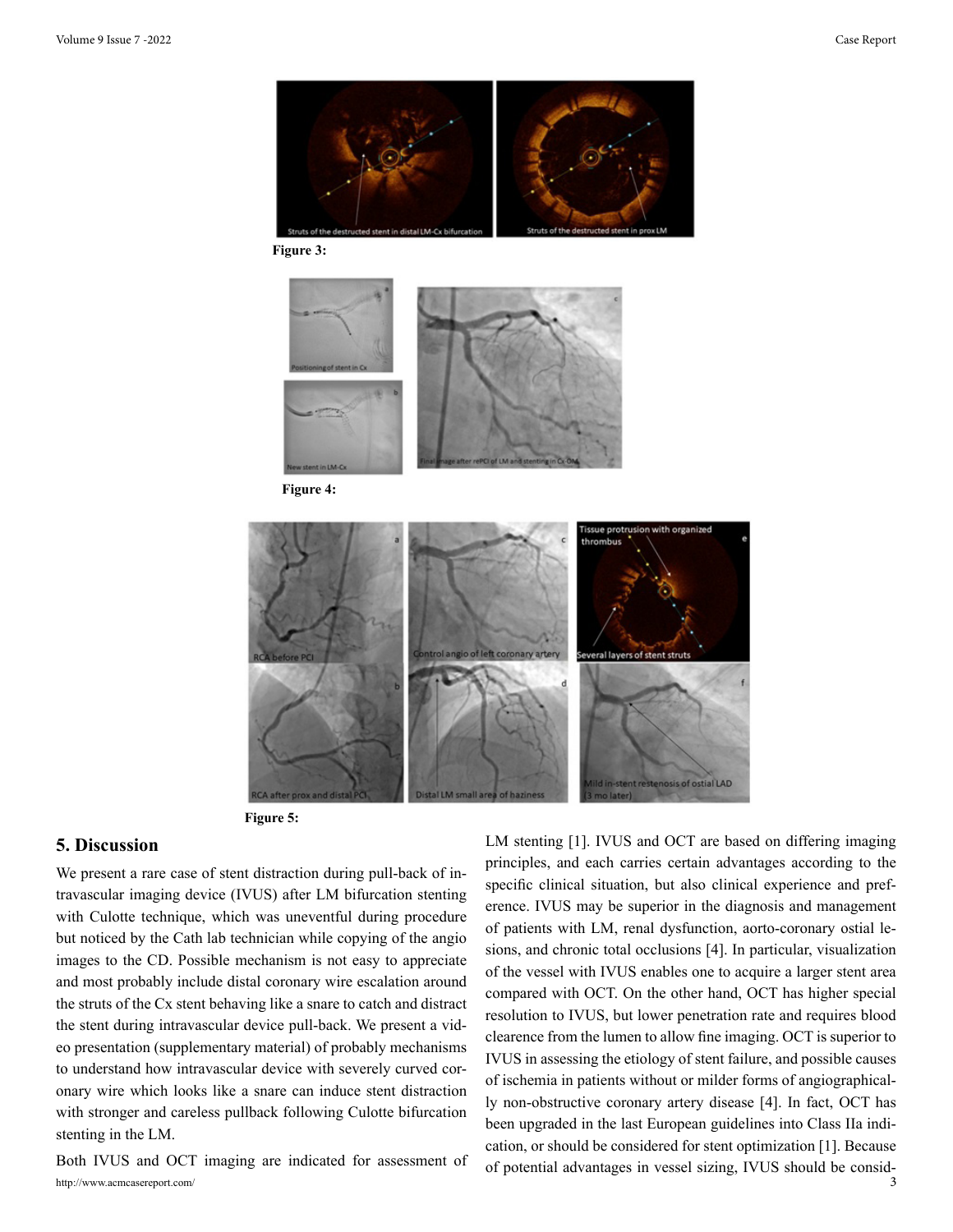Figure 3:

Figure 4:

Figure 5:

## 5. Discussion

We present a rare case of stent distraction during pull-back of intravascular imaging device (IVUS) after LM bifurcation stenting with Culotte technique, which was uneventful during procedure but noticed by the Cath lab technician while copying of the angio images to the CD. Possible mechanism is not easy to appreciate and most probably include distal coronary wire escalation around the struts of the Cx stent behaving like a snare to catch and distract the stent during intravascular device pull-back. We present a video presentation (supplementary material) of probably mechanisms to understand how intravascular device with severely curved coronary wire which looks like a snare can induce stent distraction with stronger and careless pullback following Culotte bifurcation stenting in the LM.

Both IVUS and OCT imaging are indicated for assessment of LM stenting [1]. IVUS and OCT are based on differing imaging principles, and each carries certain advantages according to the specific clinical situation, but also clinical experience and preference. IVUS may be superior in the diagnosis and management of patients with LM, renal dysfunction, aorto-coronary ostial lesions, and chronic total occlusions [4]. In particular, visualization of the vessel with IVUS enables one to acquire a larger stent area compared with OCT. On the other hand, OCT has higher special resolution to IVUS, but lower penetration rate and requires blood clearence from the lumen to allow fine imaging. OCT is superior to IVUS in assessing the etiology of stent failure, and possible causes of ischemia in patients without or milder forms of angiographically non-obstructive coronary artery disease [4]. In fact, OCT has been upgraded in the last European guidelines into Class IIa indication, or should be considered for stent optimization [1]. Because of potential advantages in vessel sizing, IVUS should be consid-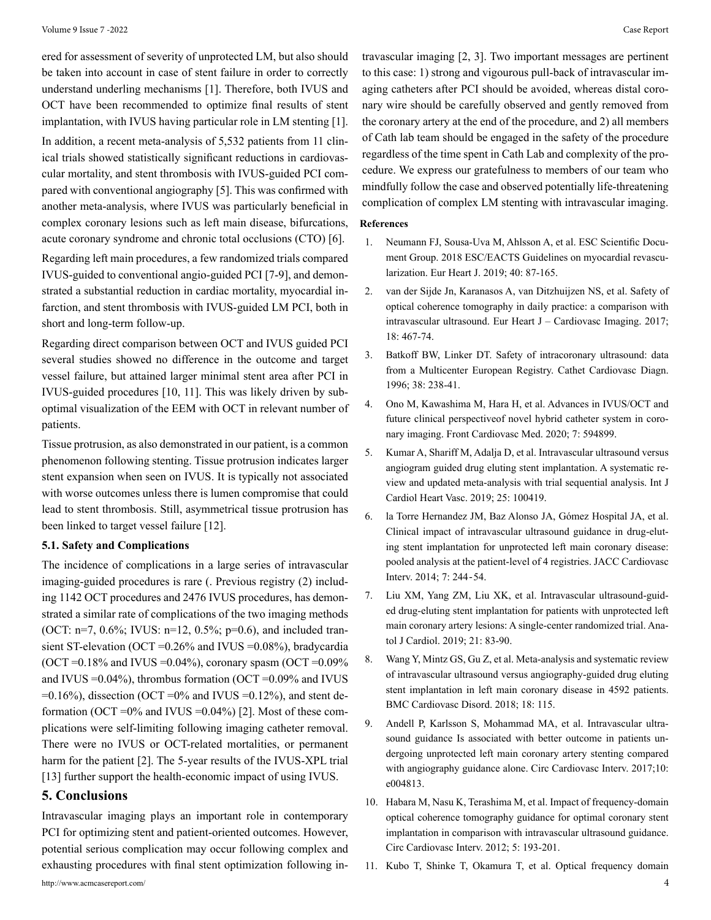ered for assessment of severity of unprotected LM, but also should be taken into account in case of stent failure in order to correctly understand underling mechanisms [1]. Therefore, both IVUS and OCT have been recommended to optimize final results of stent implantation, with IVUS having particular role in LM stenting [1].

In addition, a recent meta-analysis of 5,532 patients from 11 clinical trials showed statistically significant reductions in cardiovascular mortality, and stent thrombosis with IVUS-guided PCI compared with conventional angiography [5]. This was confirmed with another meta-analysis, where IVUS was particularly beneficial in complex coronary lesions such as left main disease, bifurcations, acute coronary syndrome and chronic total occlusions (CTO) [6].

Regarding left main procedures, a few randomized trials compared IVUS-guided to conventional angio-guided PCI [7-9], and demonstrated a substantial reduction in cardiac mortality, myocardial infarction, and stent thrombosis with IVUS-guided LM PCI, both in short and long-term follow-up.

Regarding direct comparison between OCT and IVUS guided PCI several studies showed no difference in the outcome and target vessel failure, but attained larger minimal stent area after PCI in IVUS-guided procedures [10, 11]. This was likely driven by suboptimal visualization of the EEM with OCT in relevant number of patients.

Tissue protrusion, as also demonstrated in our patient, is a common phenomenon following stenting. Tissue protrusion indicates larger stent expansion when seen on IVUS. It is typically not associated with worse outcomes unless there is lumen compromise that could lead to stent thrombosis. Still, asymmetrical tissue protrusion has been linked to target vessel failure [12].

### 5.1. Safety and Complications

The incidence of complications in a large series of intravascular imaging-guided procedures is rare (. Previous registry (2) including 1142 OCT procedures and 2476 IVUS procedures, has demonstrated a similar rate of complications of the two imaging methods (OCT: n=7, 0.6%; IVUS: n=12, 0.5%; p=0.6), and included transient ST-elevation (OCT =0.26% and IVUS =0.08%), bradycardia (OCT =0.18% and IVUS =0.04%), coronary spasm (OCT =0.09% and IVUS =0.04%), thrombus formation (OCT =0.09% and IVUS =0.16%), dissection (OCT =0% and IVUS =0.12%), and stent deformation (OCT =0% and IVUS =0.04%) [2]. Most of these complications were self-limiting following imaging catheter removal. There were no IVUS or OCT-related mortalities, or permanent harm for the patient [2]. The 5-year results of the IVUS-XPL trial [13] further support the health-economic impact of using IVUS.

## 5. Conclusions

Intravascular imaging plays an important role in contemporary PCI for optimizing stent and patient-oriented outcomes. However, potential serious complication may occur following complex and exhausting procedures with final stent optimization following intravascular imaging [2, 3]. Two important messages are pertinent to this case: 1) strong and vigourous pull-back of intravascular imaging catheters after PCI should be avoided, whereas distal coronary wire should be carefully observed and gently removed from the coronary artery at the end of the procedure, and 2) all members of Cath lab team should be engaged in the safety of the procedure regardless of the time spent in Cath Lab and complexity of the procedure. We express our gratefulness to members of our team who mindfully follow the case and observed potentially life-threatening complication of complex LM stenting with intravascular imaging.

**References**

1. Neumann FJ, Sousa-Uva M, Ahlsson A, et al. ESC Scientific Document Group. 2018 ESC/EACTS Guidelines on myocardial revascularization. Eur Heart J. 2019; 40: 87-165.
2. van der Sijde Jn, Karanasos A, van Ditzhuijzen NS, et al. Safety of optical coherence tomography in daily practice: a comparison with intravascular ultrasound. Eur Heart J – Cardiovasc Imaging. 2017; 18: 467-74.
3. Batkoff BW, Linker DT. Safety of intracoronary ultrasound: data from a Multicenter European Registry. Cathet Cardiovasc Diagn. 1996; 38: 238-41.
4. Ono M, Kawashima M, Hara H, et al. Advances in IVUS/OCT and future clinical perspectiveof novel hybrid catheter system in coronary imaging. Front Cardiovasc Med. 2020; 7: 594899.
5. Kumar A, Shariff M, Adalja D, et al. Intravascular ultrasound versus angiogram guided drug eluting stent implantation. A systematic review and updated meta-analysis with trial sequential analysis. Int J Cardiol Heart Vasc. 2019; 25: 100419.
6. la Torre Hernandez JM, Baz Alonso JA, Gómez Hospital JA, et al. Clinical impact of intravascular ultrasound guidance in drug-eluting stent implantation for unprotected left main coronary disease: pooled analysis at the patient-level of 4 registries. JACC Cardiovasc Interv. 2014; 7: 244-54.
7. Liu XM, Yang ZM, Liu XK, et al. Intravascular ultrasound-guided drug-eluting stent implantation for patients with unprotected left main coronary artery lesions: A single-center randomized trial. Anatol J Cardiol. 2019; 21: 83-90.
8. Wang Y, Mintz GS, Gu Z, et al. Meta-analysis and systematic review of intravascular ultrasound versus angiography-guided drug eluting stent implantation in left main coronary disease in 4592 patients. BMC Cardiovasc Disord. 2018; 18: 115.
9. Andell P, Karlsson S, Mohammad MA, et al. Intravascular ultrasound guidance Is associated with better outcome in patients undergoing unprotected left main coronary artery stenting compared with angiography guidance alone. Circ Cardiovasc Interv. 2017;10: e004813.
10. Habara M, Nasu K, Terashima M, et al. Impact of frequency-domain optical coherence tomography guidance for optimal coronary stent implantation in comparison with intravascular ultrasound guidance. Circ Cardiovasc Interv. 2012; 5: 193-201.
11. Kubo T, Shinke T, Okamura T, et al. Optical frequency domain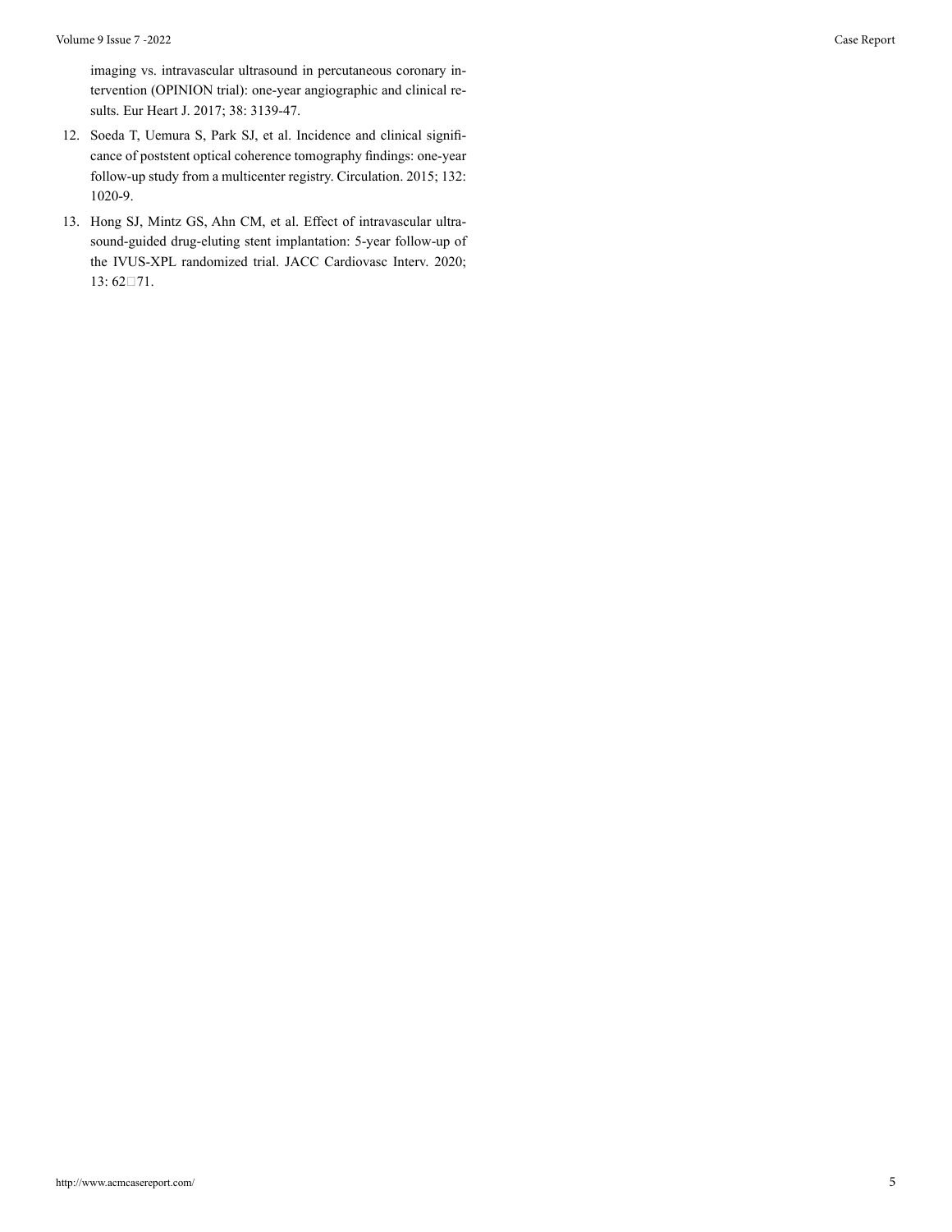imaging vs. intravascular ultrasound in percutaneous coronary intervention (OPINION trial): one-year angiographic and clinical results. Eur Heart J. 2017; 38: 3139-47.

12. Soeda T, Uemura S, Park SJ, et al. Incidence and clinical significance of poststent optical coherence tomography findings: one-year follow-up study from a multicenter registry. Circulation. 2015; 132: 1020-9.

13. Hong SJ, Mintz GS, Ahn CM, et al. Effect of intravascular ultrasound-guided drug-eluting stent implantation: 5-year follow-up of the IVUS-XPL randomized trial. JACC Cardiovasc Interv. 2020; 13: 62□71.